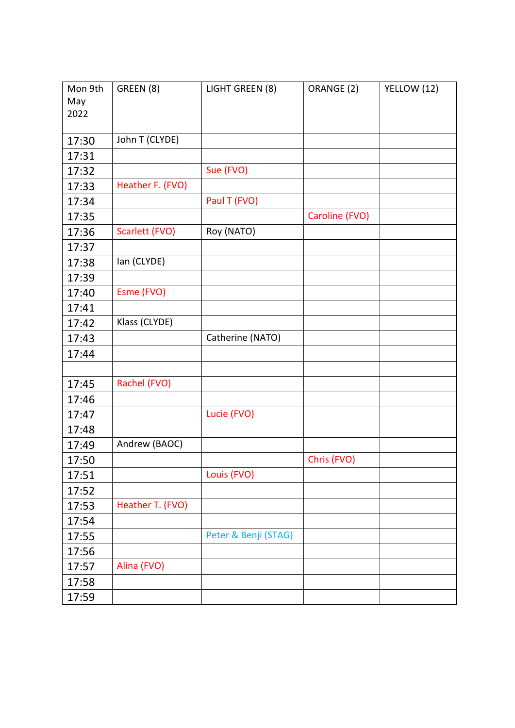| Mon 9th May 2022 | GREEN (8) | LIGHT GREEN (8) | ORANGE (2) | YELLOW (12) |
|---|---|---|---|---|
| 17:30 | John T (CLYDE) | | | |
| 17:31 | | | | |
| 17:32 | | Sue (FVO) | | |
| 17:33 | Heather F. (FVO) | | | |
| 17:34 | | Paul T (FVO) | | |
| 17:35 | | | Caroline (FVO) | |
| 17:36 | Scarlett (FVO) | Roy (NATO) | | |
| 17:37 | | | | |
| 17:38 | Ian (CLYDE) | | | |
| 17:39 | | | | |
| 17:40 | Esme (FVO) | | | |
| 17:41 | | | | |
| 17:42 | Klass (CLYDE) | | | |
| 17:43 | | Catherine (NATO) | | |
| 17:44 | | | | |
| | | | | |
| 17:45 | Rachel (FVO) | | | |
| 17:46 | | | | |
| 17:47 | | Lucie (FVO) | | |
| 17:48 | | | | |
| 17:49 | Andrew (BAOC) | | | |
| 17:50 | | | Chris (FVO) | |
| 17:51 | | Louis (FVO) | | |
| 17:52 | | | | |
| 17:53 | Heather T. (FVO) | | | |
| 17:54 | | | | |
| 17:55 | | Peter & Benji (STAG) | | |
| 17:56 | | | | |
| 17:57 | Alina (FVO) | | | |
| 17:58 | | | | |
| 17:59 | | | | |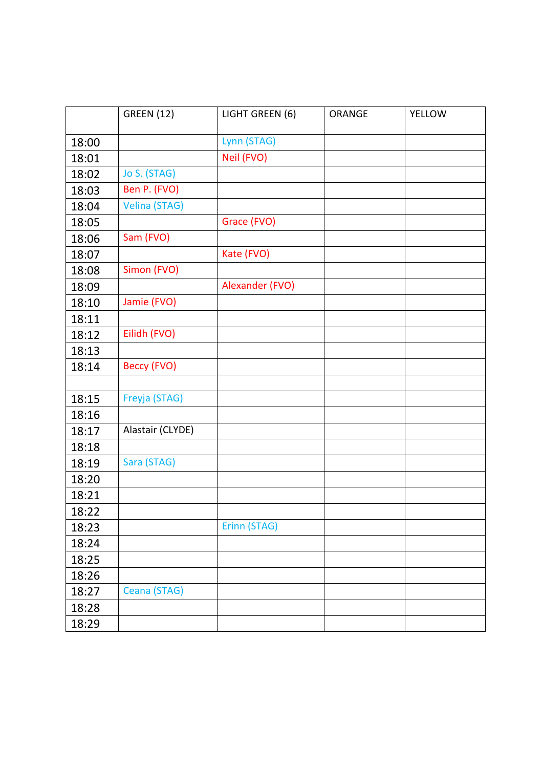| | GREEN (12) | LIGHT GREEN (6) | ORANGE | YELLOW |
|---|---|---|---|---|
| 18:00 | | Lynn (STAG) | | |
| 18:01 | | Neil (FVO) | | |
| 18:02 | Jo S. (STAG) | | | |
| 18:03 | Ben P. (FVO) | | | |
| 18:04 | Velina (STAG) | | | |
| 18:05 | | Grace (FVO) | | |
| 18:06 | Sam (FVO) | | | |
| 18:07 | | Kate (FVO) | | |
| 18:08 | Simon (FVO) | | | |
| 18:09 | | Alexander (FVO) | | |
| 18:10 | Jamie (FVO) | | | |
| 18:11 | | | | |
| 18:12 | Eilidh (FVO) | | | |
| 18:13 | | | | |
| 18:14 | Beccy (FVO) | | | |
| | | | | |
| 18:15 | Freyja (STAG) | | | |
| 18:16 | | | | |
| 18:17 | Alastair (CLYDE) | | | |
| 18:18 | | | | |
| 18:19 | Sara (STAG) | | | |
| 18:20 | | | | |
| 18:21 | | | | |
| 18:22 | | | | |
| 18:23 | | Erinn (STAG) | | |
| 18:24 | | | | |
| 18:25 | | | | |
| 18:26 | | | | |
| 18:27 | Ceana (STAG) | | | |
| 18:28 | | | | |
| 18:29 | | | | |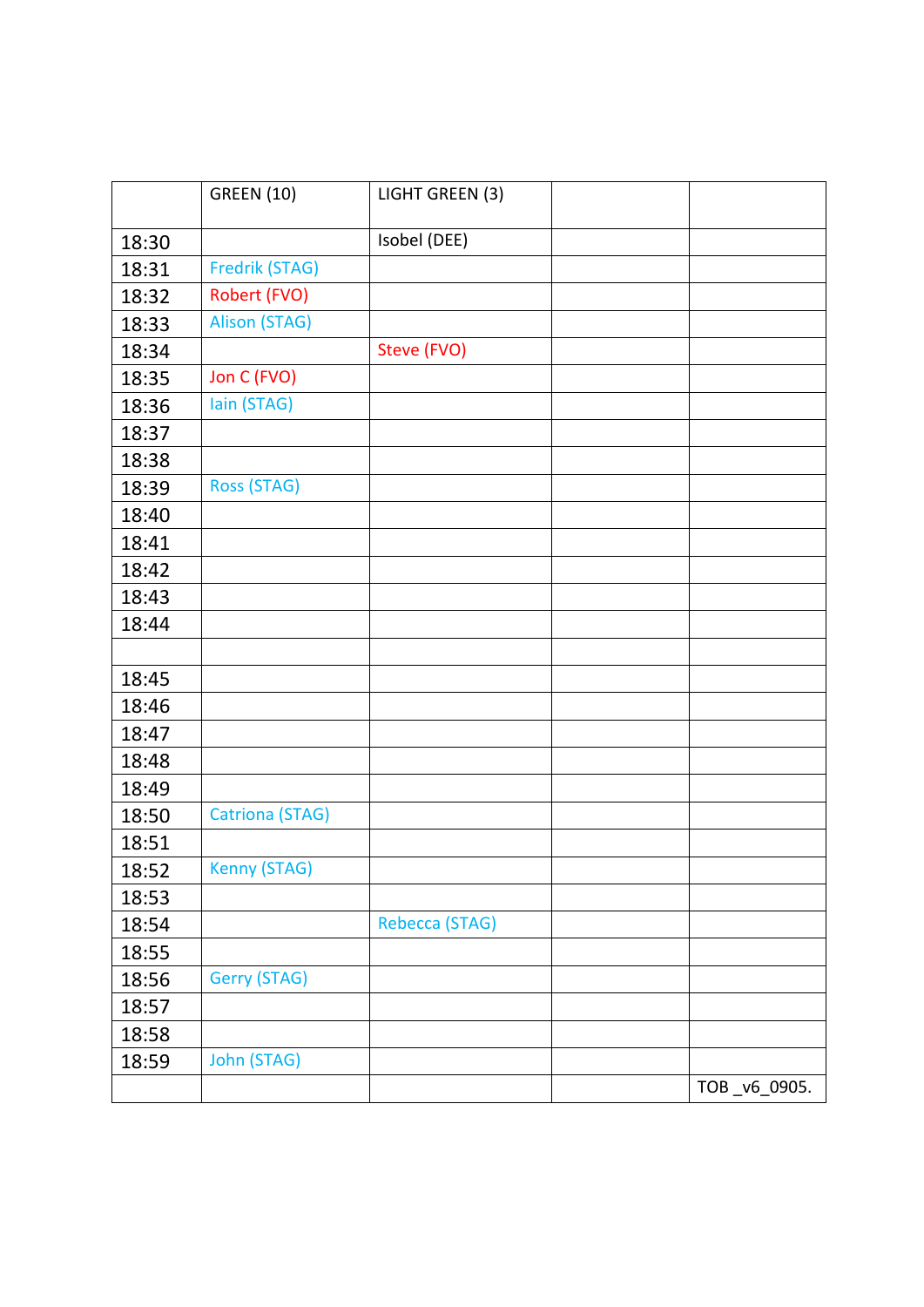| | GREEN (10) | LIGHT GREEN (3) | | |
|---|---|---|---|---|
| 18:30 | | Isobel (DEE) | | |
| 18:31 | Fredrik (STAG) | | | |
| 18:32 | Robert (FVO) | | | |
| 18:33 | Alison (STAG) | | | |
| 18:34 | | Steve (FVO) | | |
| 18:35 | Jon C (FVO) | | | |
| 18:36 | Iain (STAG) | | | |
| 18:37 | | | | |
| 18:38 | | | | |
| 18:39 | Ross (STAG) | | | |
| 18:40 | | | | |
| 18:41 | | | | |
| 18:42 | | | | |
| 18:43 | | | | |
| 18:44 | | | | |
| | | | | |
| 18:45 | | | | |
| 18:46 | | | | |
| 18:47 | | | | |
| 18:48 | | | | |
| 18:49 | | | | |
| 18:50 | Catriona (STAG) | | | |
| 18:51 | | | | |
| 18:52 | Kenny (STAG) | | | |
| 18:53 | | | | |
| 18:54 | | Rebecca (STAG) | | |
| 18:55 | | | | |
| 18:56 | Gerry (STAG) | | | |
| 18:57 | | | | |
| 18:58 | | | | |
| 18:59 | John (STAG) | | | |
| | | | | TOB _v6_0905. |